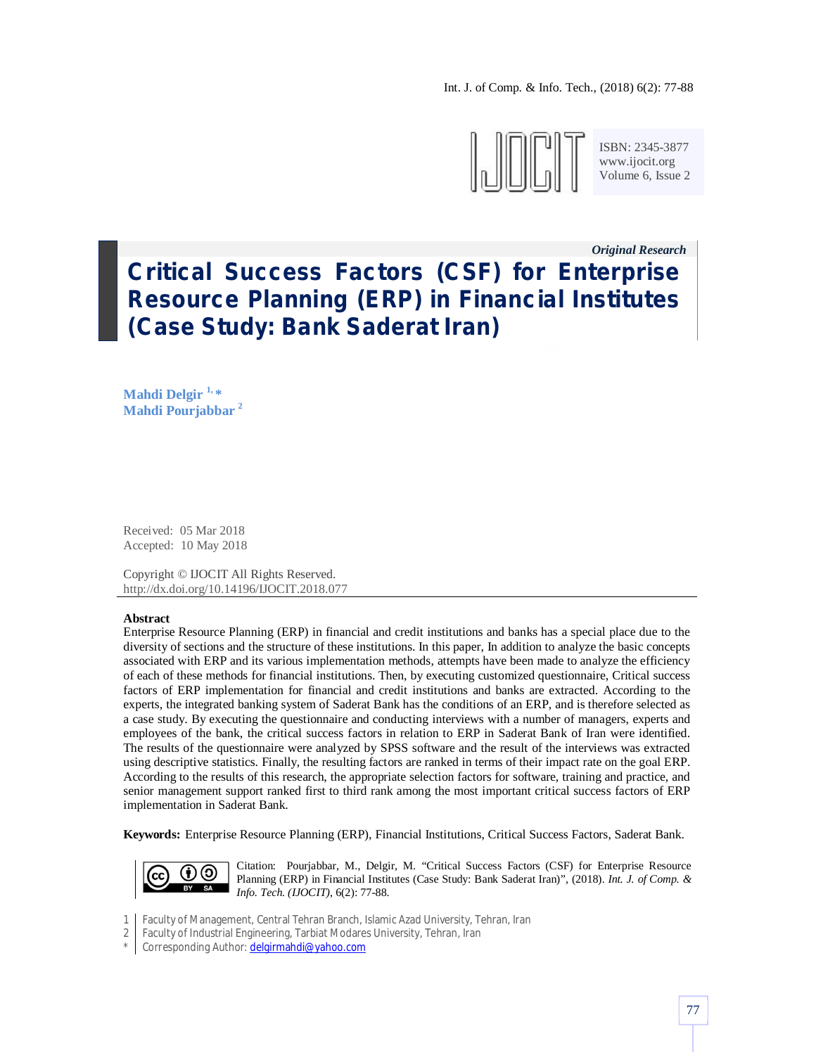ISBN: 2345-3877
www.ijocit.org
Volume 6, Issue 2

*Original Research*

# Critical Success Factors (CSF) for Enterprise Resource Planning (ERP) in Financial Institutes (Case Study: Bank Saderat Iran)

**Mahdi Delgir** [1,*]
**Mahdi Pourjabbar** [2]

Received: 05 Mar 2018
Accepted: 10 May 2018

Copyright © IJOCIT All Rights Reserved.
http://dx.doi.org/10.14196/IJOCIT.2018.077

**Abstract**

Enterprise Resource Planning (ERP) in financial and credit institutions and banks has a special place due to the diversity of sections and the structure of these institutions. In this paper, In addition to analyze the basic concepts associated with ERP and its various implementation methods, attempts have been made to analyze the efficiency of each of these methods for financial institutions. Then, by executing customized questionnaire, Critical success factors of ERP implementation for financial and credit institutions and banks are extracted. According to the experts, the integrated banking system of Saderat Bank has the conditions of an ERP, and is therefore selected as a case study. By executing the questionnaire and conducting interviews with a number of managers, experts and employees of the bank, the critical success factors in relation to ERP in Saderat Bank of Iran were identified. The results of the questionnaire were analyzed by SPSS software and the result of the interviews was extracted using descriptive statistics. Finally, the resulting factors are ranked in terms of their impact rate on the goal ERP. According to the results of this research, the appropriate selection factors for software, training and practice, and senior management support ranked first to third rank among the most important critical success factors of ERP implementation in Saderat Bank.

**Keywords:** Enterprise Resource Planning (ERP), Financial Institutions, Critical Success Factors, Saderat Bank.

Citation: Pourjabbar, M., Delgir, M. "Critical Success Factors (CSF) for Enterprise Resource Planning (ERP) in Financial Institutes (Case Study: Bank Saderat Iran)", (2018). *Int. J. of Comp. & Info. Tech. (IJOCIT)*, 6(2): 77-88.

1 | Faculty of Management, Central Tehran Branch, Islamic Azad University, Tehran, Iran
2 | Faculty of Industrial Engineering, Tarbiat Modares University, Tehran, Iran
* | Corresponding Author: delgirmahdi@yahoo.com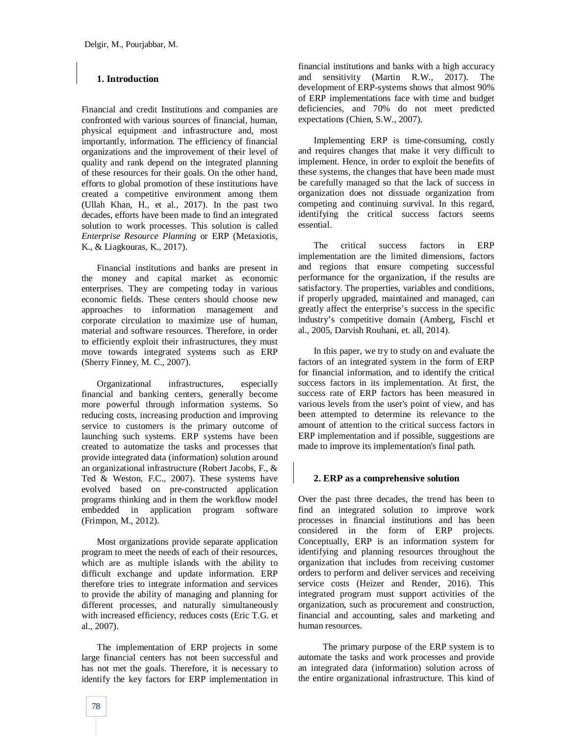## 1. Introduction

Financial and credit Institutions and companies are confronted with various sources of financial, human, physical equipment and infrastructure and, most importantly, information. The efficiency of financial organizations and the improvement of their level of quality and rank depend on the integrated planning of these resources for their goals. On the other hand, efforts to global promotion of these institutions have created a competitive environment among them (Ullah Khan, H., et al., 2017). In the past two decades, efforts have been made to find an integrated solution to work processes. This solution is called *Enterprise Resource Planning* or ERP (Metaxiotis, K., & Liagkouras, K., 2017).

Financial institutions and banks are present in the money and capital market as economic enterprises. They are competing today in various economic fields. These centers should choose new approaches to information management and corporate circulation to maximize use of human, material and software resources. Therefore, in order to efficiently exploit their infrastructures, they must move towards integrated systems such as ERP (Sherry Finney, M. C., 2007).

Organizational infrastructures, especially financial and banking centers, generally become more powerful through information systems. So reducing costs, increasing production and improving service to customers is the primary outcome of launching such systems. ERP systems have been created to automatize the tasks and processes that provide integrated data (information) solution around an organizational infrastructure (Robert Jacobs, F., & Ted & Weston, F.C., 2007). These systems have evolved based on pre-constructed application programs thinking and in them the workflow model embedded in application program software (Frimpon, M., 2012).

Most organizations provide separate application program to meet the needs of each of their resources, which are as multiple islands with the ability to difficult exchange and update information. ERP therefore tries to integrate information and services to provide the ability of managing and planning for different processes, and naturally simultaneously with increased efficiency, reduces costs (Eric T.G. et al., 2007).

The implementation of ERP projects in some large financial centers has not been successful and has not met the goals. Therefore, it is necessary to identify the key factors for ERP implementation in financial institutions and banks with a high accuracy and sensitivity (Martin R.W., 2017). The development of ERP-systems shows that almost 90% of ERP implementations face with time and budget deficiencies, and 70% do not meet predicted expectations (Chien, S.W., 2007).

Implementing ERP is time-consuming, costly and requires changes that make it very difficult to implement. Hence, in order to exploit the benefits of these systems, the changes that have been made must be carefully managed so that the lack of success in organization does not dissuade organization from competing and continuing survival. In this regard, identifying the critical success factors seems essential.

The critical success factors in ERP implementation are the limited dimensions, factors and regions that ensure competing successful performance for the organization, if the results are satisfactory. The properties, variables and conditions, if properly upgraded, maintained and managed, can greatly affect the enterprise's success in the specific industry's competitive domain (Amberg, Fischl et al., 2005, Darvish Rouhani, et. all, 2014).

In this paper, we try to study on and evaluate the factors of an integrated system in the form of ERP for financial information, and to identify the critical success factors in its implementation. At first, the success rate of ERP factors has been measured in various levels from the user's point of view, and has been attempted to determine its relevance to the amount of attention to the critical success factors in ERP implementation and if possible, suggestions are made to improve its implementation's final path.

## 2. ERP as a comprehensive solution

Over the past three decades, the trend has been to find an integrated solution to improve work processes in financial institutions and has been considered in the form of ERP projects. Conceptually, ERP is an information system for identifying and planning resources throughout the organization that includes from receiving customer orders to perform and deliver services and receiving service costs (Heizer and Render, 2016). This integrated program must support activities of the organization, such as procurement and construction, financial and accounting, sales and marketing and human resources.

The primary purpose of the ERP system is to automate the tasks and work processes and provide an integrated data (information) solution across of the entire organizational infrastructure. This kind of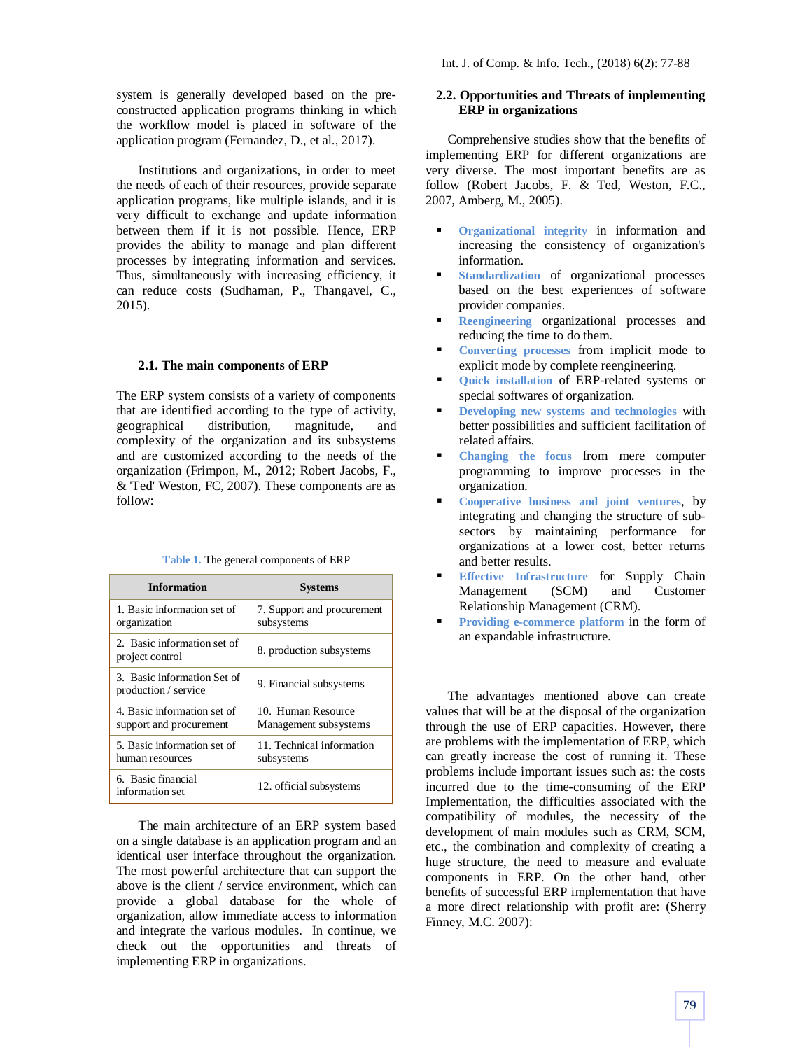system is generally developed based on the pre-constructed application programs thinking in which the workflow model is placed in software of the application program (Fernandez, D., et al., 2017).

Institutions and organizations, in order to meet the needs of each of their resources, provide separate application programs, like multiple islands, and it is very difficult to exchange and update information between them if it is not possible. Hence, ERP provides the ability to manage and plan different processes by integrating information and services. Thus, simultaneously with increasing efficiency, it can reduce costs (Sudhaman, P., Thangavel, C., 2015).

### 2.1. The main components of ERP

The ERP system consists of a variety of components that are identified according to the type of activity, geographical distribution, magnitude, and complexity of the organization and its subsystems and are customized according to the needs of the organization (Frimpon, M., 2012; Robert Jacobs, F., & 'Ted' Weston, FC, 2007). These components are as follow:

Table 1. The general components of ERP

| Information | Systems |
|---|---|
| 1. Basic information set of organization | 7. Support and procurement subsystems |
| 2. Basic information set of project control | 8. production subsystems |
| 3. Basic information Set of production / service | 9. Financial subsystems |
| 4. Basic information set of support and procurement | 10. Human Resource Management subsystems |
| 5. Basic information set of human resources | 11. Technical information subsystems |
| 6. Basic financial information set | 12. official subsystems |

The main architecture of an ERP system based on a single database is an application program and an identical user interface throughout the organization. The most powerful architecture that can support the above is the client / service environment, which can provide a global database for the whole of organization, allow immediate access to information and integrate the various modules. In continue, we check out the opportunities and threats of implementing ERP in organizations.

### 2.2. Opportunities and Threats of implementing ERP in organizations

Comprehensive studies show that the benefits of implementing ERP for different organizations are very diverse. The most important benefits are as follow (Robert Jacobs, F. & Ted, Weston, F.C., 2007, Amberg, M., 2005).

- **Organizational integrity** in information and increasing the consistency of organization's information.
- **Standardization** of organizational processes based on the best experiences of software provider companies.
- **Reengineering** organizational processes and reducing the time to do them.
- **Converting processes** from implicit mode to explicit mode by complete reengineering.
- **Quick installation** of ERP-related systems or special softwares of organization.
- **Developing new systems and technologies** with better possibilities and sufficient facilitation of related affairs.
- **Changing the focus** from mere computer programming to improve processes in the organization.
- **Cooperative business and joint ventures**, by integrating and changing the structure of sub-sectors by maintaining performance for organizations at a lower cost, better returns and better results.
- **Effective Infrastructure** for Supply Chain Management (SCM) and Customer Relationship Management (CRM).
- **Providing e-commerce platform** in the form of an expandable infrastructure.

The advantages mentioned above can create values that will be at the disposal of the organization through the use of ERP capacities. However, there are problems with the implementation of ERP, which can greatly increase the cost of running it. These problems include important issues such as: the costs incurred due to the time-consuming of the ERP Implementation, the difficulties associated with the compatibility of modules, the necessity of the development of main modules such as CRM, SCM, etc., the combination and complexity of creating a huge structure, the need to measure and evaluate components in ERP. On the other hand, other benefits of successful ERP implementation that have a more direct relationship with profit are: (Sherry Finney, M.C. 2007):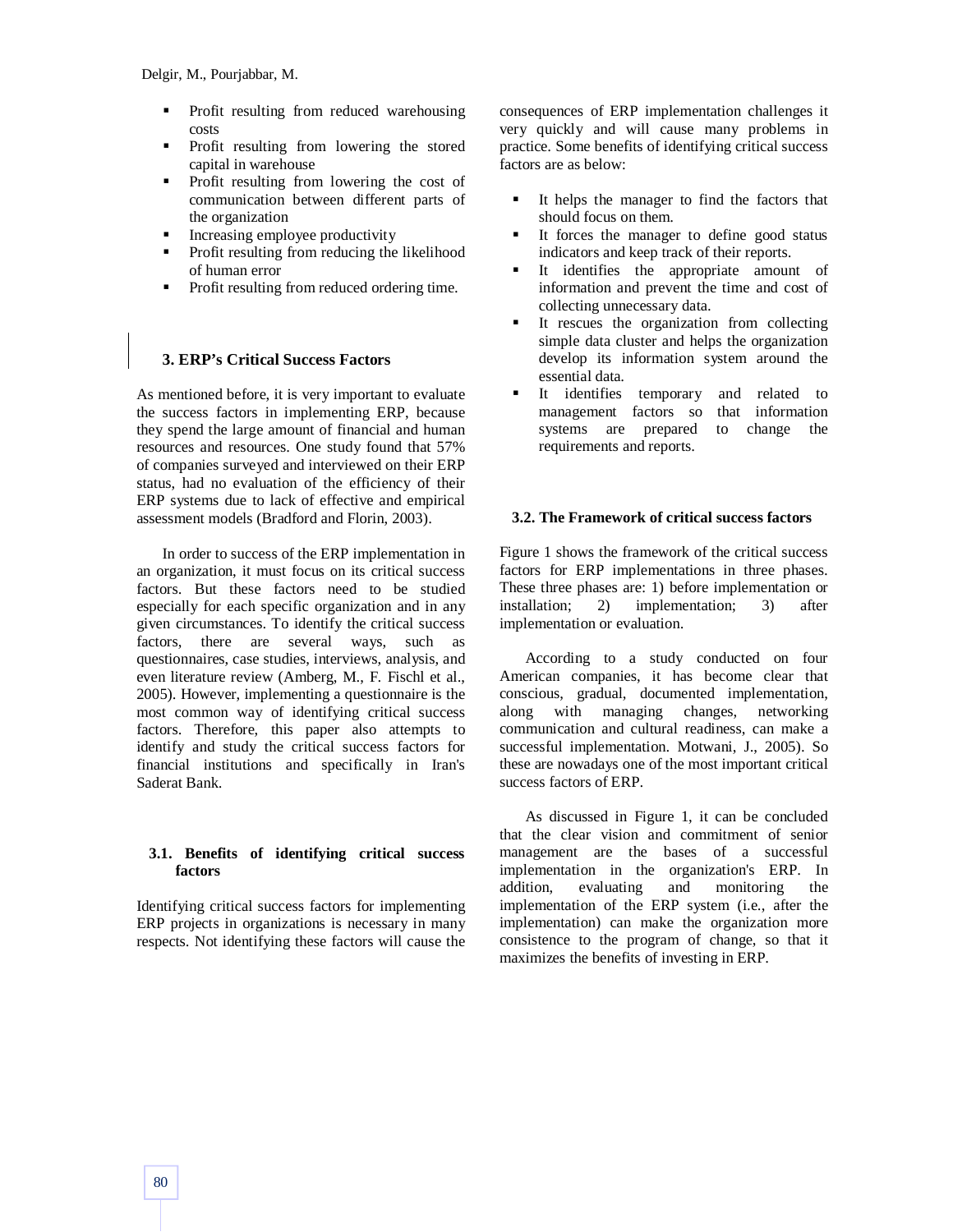- Profit resulting from reduced warehousing costs
- Profit resulting from lowering the stored capital in warehouse
- Profit resulting from lowering the cost of communication between different parts of the organization
- Increasing employee productivity
- Profit resulting from reducing the likelihood of human error
- Profit resulting from reduced ordering time.

## 3. ERP's Critical Success Factors

As mentioned before, it is very important to evaluate the success factors in implementing ERP, because they spend the large amount of financial and human resources and resources. One study found that 57% of companies surveyed and interviewed on their ERP status, had no evaluation of the efficiency of their ERP systems due to lack of effective and empirical assessment models (Bradford and Florin, 2003).

In order to success of the ERP implementation in an organization, it must focus on its critical success factors. But these factors need to be studied especially for each specific organization and in any given circumstances. To identify the critical success factors, there are several ways, such as questionnaires, case studies, interviews, analysis, and even literature review (Amberg, M., F. Fischl et al., 2005). However, implementing a questionnaire is the most common way of identifying critical success factors. Therefore, this paper also attempts to identify and study the critical success factors for financial institutions and specifically in Iran's Saderat Bank.

### 3.1. Benefits of identifying critical success factors

Identifying critical success factors for implementing ERP projects in organizations is necessary in many respects. Not identifying these factors will cause the consequences of ERP implementation challenges it very quickly and will cause many problems in practice. Some benefits of identifying critical success factors are as below:

- It helps the manager to find the factors that should focus on them.
- It forces the manager to define good status indicators and keep track of their reports.
- It identifies the appropriate amount of information and prevent the time and cost of collecting unnecessary data.
- It rescues the organization from collecting simple data cluster and helps the organization develop its information system around the essential data.
- It identifies temporary and related to management factors so that information systems are prepared to change the requirements and reports.

### 3.2. The Framework of critical success factors

Figure 1 shows the framework of the critical success factors for ERP implementations in three phases. These three phases are: 1) before implementation or installation; 2) implementation; 3) after implementation or evaluation.

According to a study conducted on four American companies, it has become clear that conscious, gradual, documented implementation, along with managing changes, networking communication and cultural readiness, can make a successful implementation. Motwani, J., 2005). So these are nowadays one of the most important critical success factors of ERP.

As discussed in Figure 1, it can be concluded that the clear vision and commitment of senior management are the bases of a successful implementation in the organization's ERP. In addition, evaluating and monitoring the implementation of the ERP system (i.e., after the implementation) can make the organization more consistence to the program of change, so that it maximizes the benefits of investing in ERP.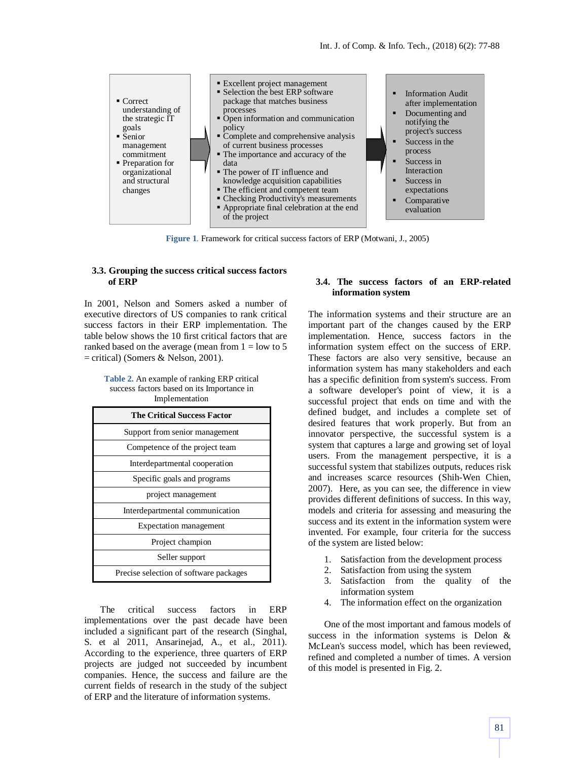- Correct understanding of the strategic IT goals
- Senior management commitment
- Preparation for organizational and structural changes

- Excellent project management
- Selection the best ERP software package that matches business processes
- Open information and communication policy
- Complete and comprehensive analysis of current business processes
- The importance and accuracy of the data
- The power of IT influence and knowledge acquisition capabilities
- The efficient and competent team
- Checking Productivity's measurements
- Appropriate final celebration at the end of the project

- Information Audit after implementation
- Documenting and notifying the project's success
- Success in the process
- Success in Interaction
- Success in expectations
- Comparative evaluation

**Figure 1.** Framework for critical success factors of ERP (Motwani, J., 2005)

### 3.3. Grouping the success critical success factors of ERP

In 2001, Nelson and Somers asked a number of executive directors of US companies to rank critical success factors in their ERP implementation. The table below shows the 10 first critical factors that are ranked based on the average (mean from 1 = low to 5 = critical) (Somers & Nelson, 2001).

**Table 2.** An example of ranking ERP critical success factors based on its Importance in Implementation

| The Critical Success Factor |
|---|
| Support from senior management |
| Competence of the project team |
| Interdepartmental cooperation |
| Specific goals and programs |
| project management |
| Interdepartmental communication |
| Expectation management |
| Project champion |
| Seller support |
| Precise selection of software packages |

The critical success factors in ERP implementations over the past decade have been included a significant part of the research (Singhal, S. et al 2011, Ansarinejad, A., et al., 2011). According to the experience, three quarters of ERP projects are judged not succeeded by incumbent companies. Hence, the success and failure are the current fields of research in the study of the subject of ERP and the literature of information systems.

### 3.4. The success factors of an ERP-related information system

The information systems and their structure are an important part of the changes caused by the ERP implementation. Hence, success factors in the information system effect on the success of ERP. These factors are also very sensitive, because an information system has many stakeholders and each has a specific definition from system's success. From a software developer's point of view, it is a successful project that ends on time and with the defined budget, and includes a complete set of desired features that work properly. But from an innovator perspective, the successful system is a system that captures a large and growing set of loyal users. From the management perspective, it is a successful system that stabilizes outputs, reduces risk and increases scarce resources (Shih-Wen Chien, 2007). Here, as you can see, the difference in view provides different definitions of success. In this way, models and criteria for assessing and measuring the success and its extent in the information system were invented. For example, four criteria for the success of the system are listed below:

1. Satisfaction from the development process
2. Satisfaction from using the system
3. Satisfaction from the quality of the information system
4. The information effect on the organization

One of the most important and famous models of success in the information systems is Delon & McLean's success model, which has been reviewed, refined and completed a number of times. A version of this model is presented in Fig. 2.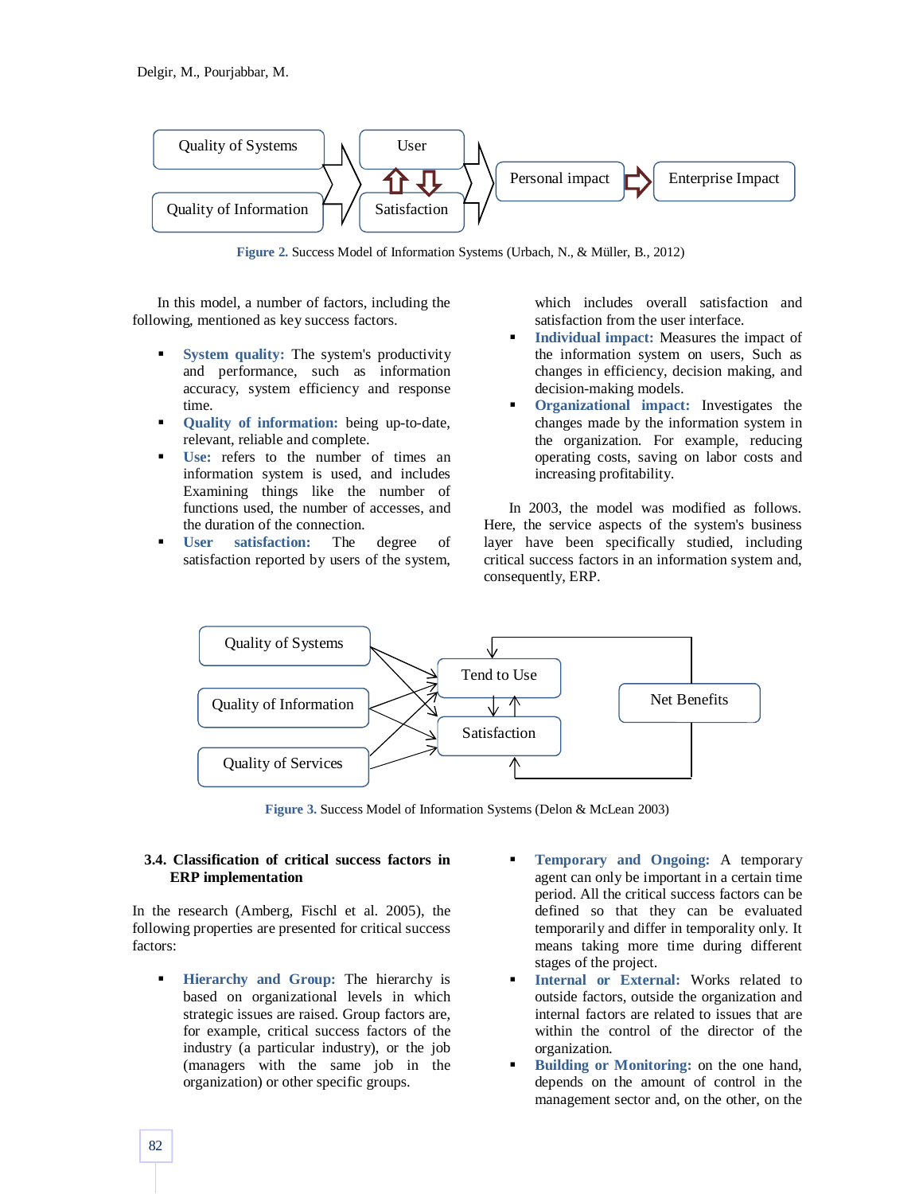Figure 2. Success Model of Information Systems (Urbach, N., & Müller, B., 2012)

In this model, a number of factors, including the following, mentioned as key success factors.

- **System quality:** The system's productivity and performance, such as information accuracy, system efficiency and response time.
- **Quality of information:** being up-to-date, relevant, reliable and complete.
- **Use:** refers to the number of times an information system is used, and includes Examining things like the number of functions used, the number of accesses, and the duration of the connection.
- **User satisfaction:** The degree of satisfaction reported by users of the system, which includes overall satisfaction and satisfaction from the user interface.
- **Individual impact:** Measures the impact of the information system on users, Such as changes in efficiency, decision making, and decision-making models.
- **Organizational impact:** Investigates the changes made by the information system in the organization. For example, reducing operating costs, saving on labor costs and increasing profitability.

In 2003, the model was modified as follows. Here, the service aspects of the system's business layer have been specifically studied, including critical success factors in an information system and, consequently, ERP.

Figure 3. Success Model of Information Systems (Delon & McLean 2003)

### 3.4. Classification of critical success factors in ERP implementation

In the research (Amberg, Fischl et al. 2005), the following properties are presented for critical success factors:

- **Hierarchy and Group:** The hierarchy is based on organizational levels in which strategic issues are raised. Group factors are, for example, critical success factors of the industry (a particular industry), or the job (managers with the same job in the organization) or other specific groups.
- **Temporary and Ongoing:** A temporary agent can only be important in a certain time period. All the critical success factors can be defined so that they can be evaluated temporarily and differ in temporality only. It means taking more time during different stages of the project.
- **Internal or External:** Works related to outside factors, outside the organization and internal factors are related to issues that are within the control of the director of the organization.
- **Building or Monitoring:** on the one hand, depends on the amount of control in the management sector and, on the other, on the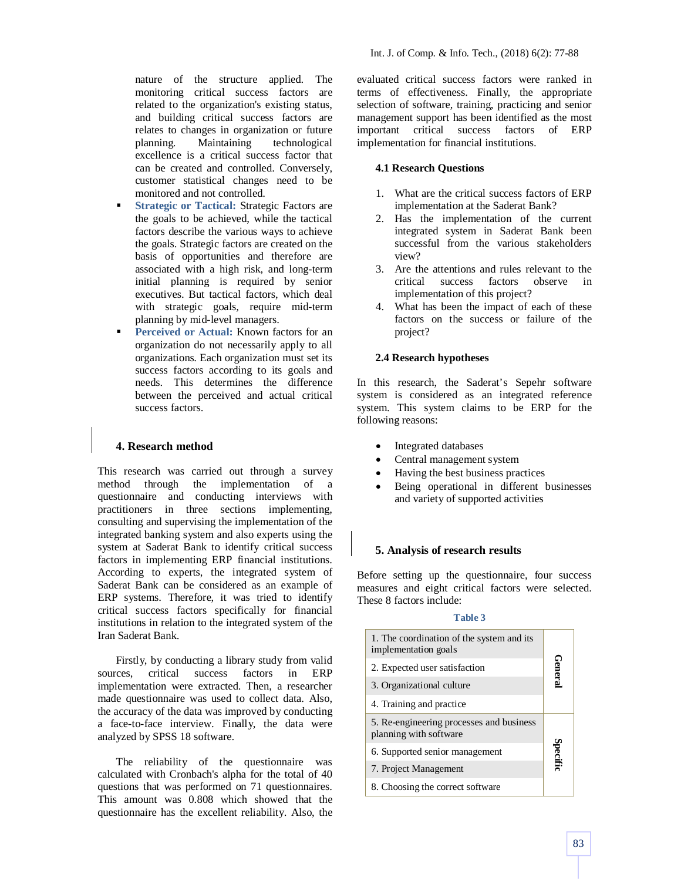nature of the structure applied. The monitoring critical success factors are related to the organization's existing status, and building critical success factors are relates to changes in organization or future planning. Maintaining technological excellence is a critical success factor that can be created and controlled. Conversely, customer statistical changes need to be monitored and not controlled.

- **Strategic or Tactical:** Strategic Factors are the goals to be achieved, while the tactical factors describe the various ways to achieve the goals. Strategic factors are created on the basis of opportunities and therefore are associated with a high risk, and long-term initial planning is required by senior executives. But tactical factors, which deal with strategic goals, require mid-term planning by mid-level managers.
- **Perceived or Actual:** Known factors for an organization do not necessarily apply to all organizations. Each organization must set its success factors according to its goals and needs. This determines the difference between the perceived and actual critical success factors.

## 4. Research method

This research was carried out through a survey method through the implementation of a questionnaire and conducting interviews with practitioners in three sections implementing, consulting and supervising the implementation of the integrated banking system and also experts using the system at Saderat Bank to identify critical success factors in implementing ERP financial institutions. According to experts, the integrated system of Saderat Bank can be considered as an example of ERP systems. Therefore, it was tried to identify critical success factors specifically for financial institutions in relation to the integrated system of the Iran Saderat Bank.

Firstly, by conducting a library study from valid sources, critical success factors in ERP implementation were extracted. Then, a researcher made questionnaire was used to collect data. Also, the accuracy of the data was improved by conducting a face-to-face interview. Finally, the data were analyzed by SPSS 18 software.

The reliability of the questionnaire was calculated with Cronbach's alpha for the total of 40 questions that was performed on 71 questionnaires. This amount was 0.808 which showed that the questionnaire has the excellent reliability. Also, the evaluated critical success factors were ranked in terms of effectiveness. Finally, the appropriate selection of software, training, practicing and senior management support has been identified as the most important critical success factors of ERP implementation for financial institutions.

### 4.1 Research Questions

1. What are the critical success factors of ERP implementation at the Saderat Bank?
2. Has the implementation of the current integrated system in Saderat Bank been successful from the various stakeholders view?
3. Are the attentions and rules relevant to the critical success factors observe in implementation of this project?
4. What has been the impact of each of these factors on the success or failure of the project?

### 2.4 Research hypotheses

In this research, the Saderat's Sepehr software system is considered as an integrated reference system. This system claims to be ERP for the following reasons:

- Integrated databases
- Central management system
- Having the best business practices
- Being operational in different businesses and variety of supported activities

## 5. Analysis of research results

Before setting up the questionnaire, four success measures and eight critical factors were selected. These 8 factors include:

**Table 3**

| Factor | Category |
|---|---|
| 1. The coordination of the system and its implementation goals | General |
| 2. Expected user satisfaction | |
| 3. Organizational culture | |
| 4. Training and practice | |
| 5. Re-engineering processes and business planning with software | Specific |
| 6. Supported senior management | |
| 7. Project Management | |
| 8. Choosing the correct software | |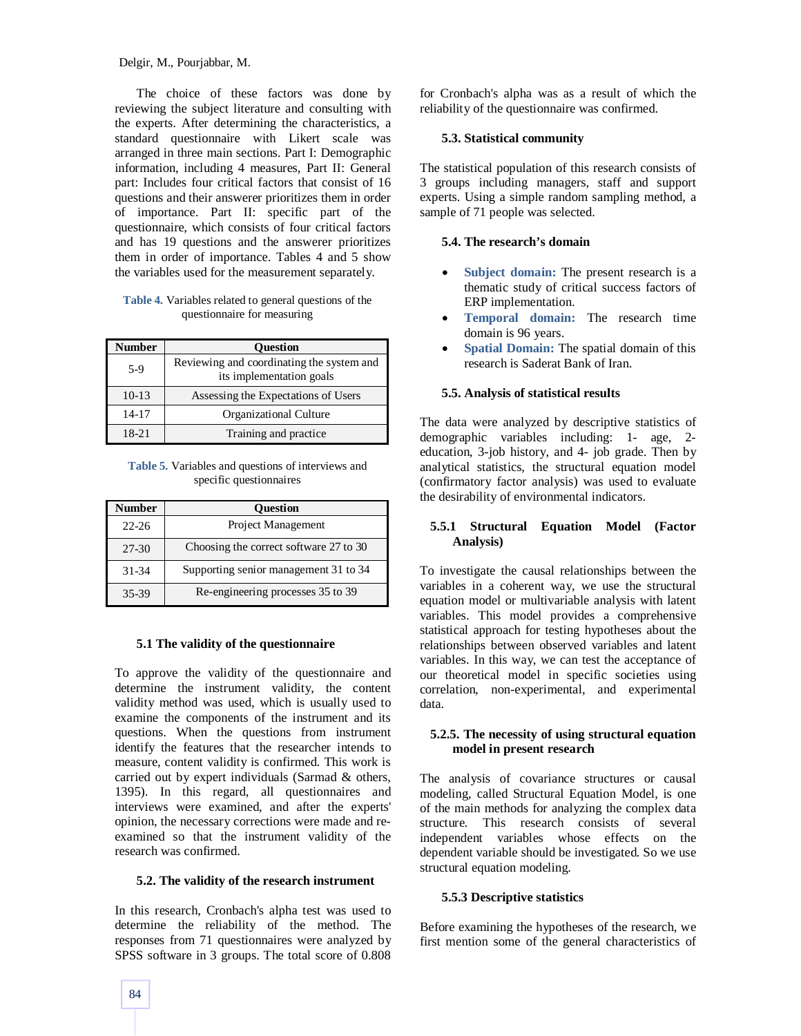The choice of these factors was done by reviewing the subject literature and consulting with the experts. After determining the characteristics, a standard questionnaire with Likert scale was arranged in three main sections. Part I: Demographic information, including 4 measures, Part II: General part: Includes four critical factors that consist of 16 questions and their answerer prioritizes them in order of importance. Part II: specific part of the questionnaire, which consists of four critical factors and has 19 questions and the answerer prioritizes them in order of importance. Tables 4 and 5 show the variables used for the measurement separately.

**Table 4.** Variables related to general questions of the questionnaire for measuring

| Number | Question |
|---|---|
| 5-9 | Reviewing and coordinating the system and its implementation goals |
| 10-13 | Assessing the Expectations of Users |
| 14-17 | Organizational Culture |
| 18-21 | Training and practice |

**Table 5.** Variables and questions of interviews and specific questionnaires

| Number | Question |
|---|---|
| 22-26 | Project Management |
| 27-30 | Choosing the correct software 27 to 30 |
| 31-34 | Supporting senior management 31 to 34 |
| 35-39 | Re-engineering processes 35 to 39 |

### 5.1 The validity of the questionnaire

To approve the validity of the questionnaire and determine the instrument validity, the content validity method was used, which is usually used to examine the components of the instrument and its questions. When the questions from instrument identify the features that the researcher intends to measure, content validity is confirmed. This work is carried out by expert individuals (Sarmad & others, 1395). In this regard, all questionnaires and interviews were examined, and after the experts' opinion, the necessary corrections were made and re-examined so that the instrument validity of the research was confirmed.

### 5.2. The validity of the research instrument

In this research, Cronbach's alpha test was used to determine the reliability of the method. The responses from 71 questionnaires were analyzed by SPSS software in 3 groups. The total score of 0.808 for Cronbach's alpha was as a result of which the reliability of the questionnaire was confirmed.

### 5.3. Statistical community

The statistical population of this research consists of 3 groups including managers, staff and support experts. Using a simple random sampling method, a sample of 71 people was selected.

### 5.4. The research's domain

- **Subject domain:** The present research is a thematic study of critical success factors of ERP implementation.
- **Temporal domain:** The research time domain is 96 years.
- **Spatial Domain:** The spatial domain of this research is Saderat Bank of Iran.

### 5.5. Analysis of statistical results

The data were analyzed by descriptive statistics of demographic variables including: 1- age, 2-education, 3-job history, and 4- job grade. Then by analytical statistics, the structural equation model (confirmatory factor analysis) was used to evaluate the desirability of environmental indicators.

#### 5.5.1 Structural Equation Model (Factor Analysis)

To investigate the causal relationships between the variables in a coherent way, we use the structural equation model or multivariable analysis with latent variables. This model provides a comprehensive statistical approach for testing hypotheses about the relationships between observed variables and latent variables. In this way, we can test the acceptance of our theoretical model in specific societies using correlation, non-experimental, and experimental data.

#### 5.2.5. The necessity of using structural equation model in present research

The analysis of covariance structures or causal modeling, called Structural Equation Model, is one of the main methods for analyzing the complex data structure. This research consists of several independent variables whose effects on the dependent variable should be investigated. So we use structural equation modeling.

#### 5.5.3 Descriptive statistics

Before examining the hypotheses of the research, we first mention some of the general characteristics of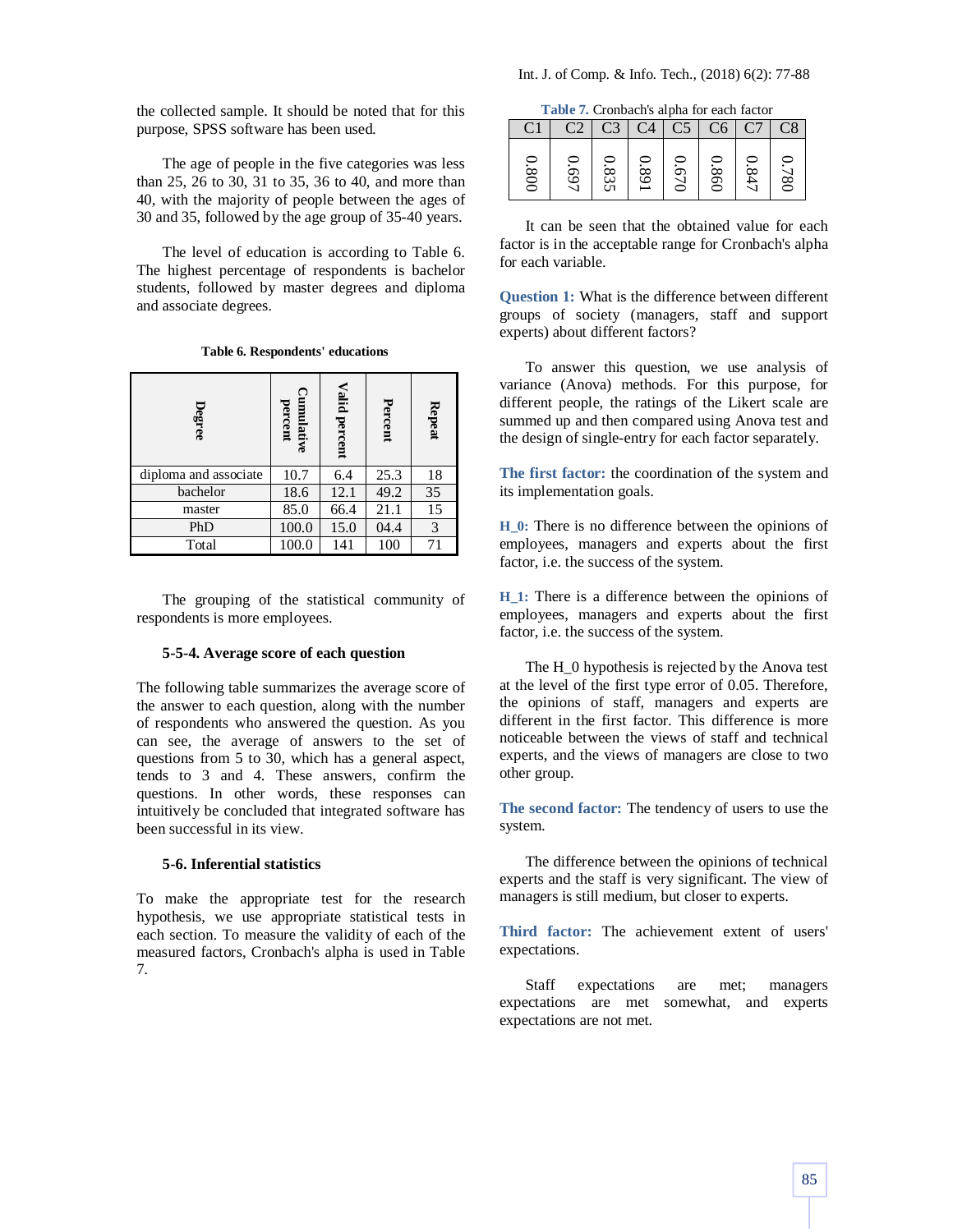the collected sample. It should be noted that for this purpose, SPSS software has been used.

The age of people in the five categories was less than 25, 26 to 30, 31 to 35, 36 to 40, and more than 40, with the majority of people between the ages of 30 and 35, followed by the age group of 35-40 years.

The level of education is according to Table 6. The highest percentage of respondents is bachelor students, followed by master degrees and diploma and associate degrees.

**Table 6. Respondents' educations**

| Degree | Cumulative percent | Valid percent | Percent | Repeat |
|---|---|---|---|---|
| diploma and associate | 10.7 | 6.4 | 25.3 | 18 |
| bachelor | 18.6 | 12.1 | 49.2 | 35 |
| master | 85.0 | 66.4 | 21.1 | 15 |
| PhD | 100.0 | 15.0 | 04.4 | 3 |
| Total | 100.0 | 141 | 100 | 71 |

The grouping of the statistical community of respondents is more employees.

### 5-5-4. Average score of each question

The following table summarizes the average score of the answer to each question, along with the number of respondents who answered the question. As you can see, the average of answers to the set of questions from 5 to 30, which has a general aspect, tends to 3 and 4. These answers, confirm the questions. In other words, these responses can intuitively be concluded that integrated software has been successful in its view.

### 5-6. Inferential statistics

To make the appropriate test for the research hypothesis, we use appropriate statistical tests in each section. To measure the validity of each of the measured factors, Cronbach's alpha is used in Table 7.

**Table 7.** Cronbach's alpha for each factor

| C1 | C2 | C3 | C4 | C5 | C6 | C7 | C8 |
|---|---|---|---|---|---|---|---|
| 0.800 | 0.697 | 0.835 | 0.891 | 0.670 | 0.860 | 0.847 | 0.780 |

It can be seen that the obtained value for each factor is in the acceptable range for Cronbach's alpha for each variable.

**Question 1:** What is the difference between different groups of society (managers, staff and support experts) about different factors?

To answer this question, we use analysis of variance (Anova) methods. For this purpose, for different people, the ratings of the Likert scale are summed up and then compared using Anova test and the design of single-entry for each factor separately.

**The first factor:** the coordination of the system and its implementation goals.

**H_0:** There is no difference between the opinions of employees, managers and experts about the first factor, i.e. the success of the system.

**H_1:** There is a difference between the opinions of employees, managers and experts about the first factor, i.e. the success of the system.

The H_0 hypothesis is rejected by the Anova test at the level of the first type error of 0.05. Therefore, the opinions of staff, managers and experts are different in the first factor. This difference is more noticeable between the views of staff and technical experts, and the views of managers are close to two other group.

**The second factor:** The tendency of users to use the system.

The difference between the opinions of technical experts and the staff is very significant. The view of managers is still medium, but closer to experts.

**Third factor:** The achievement extent of users' expectations.

Staff expectations are met; managers expectations are met somewhat, and experts expectations are not met.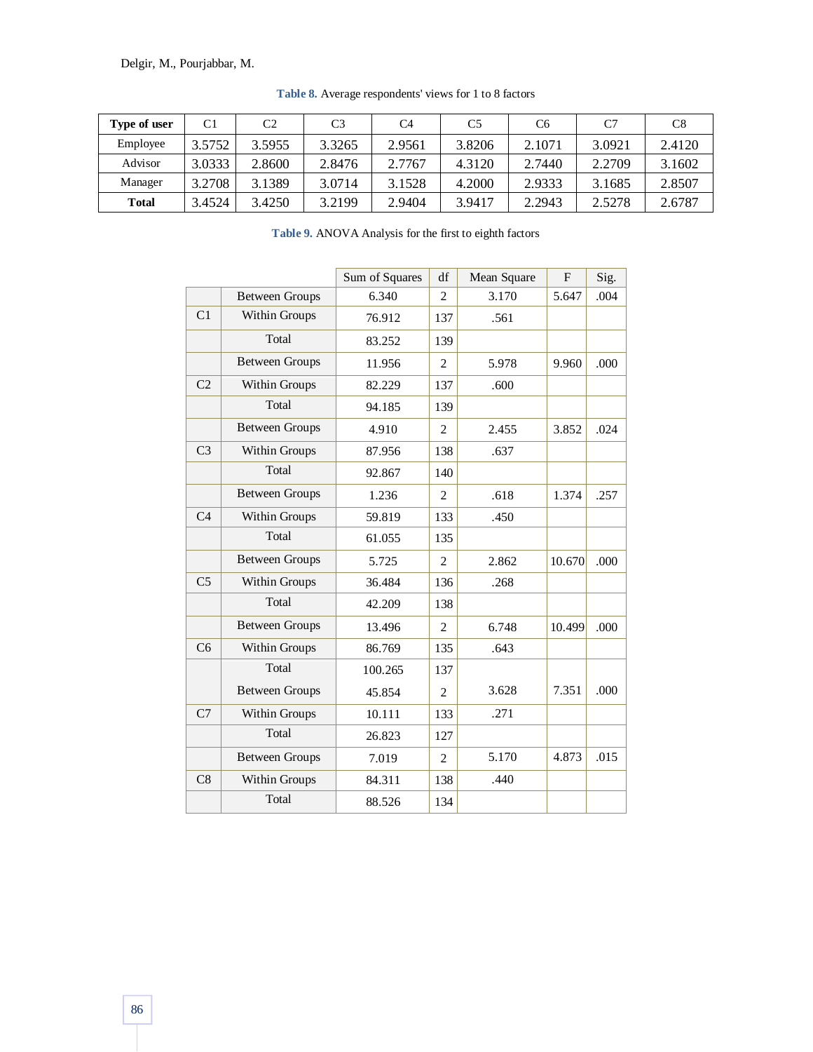Table 8. Average respondents' views for 1 to 8 factors

| Type of user | C1 | C2 | C3 | C4 | C5 | C6 | C7 | C8 |
|---|---|---|---|---|---|---|---|---|
| Employee | 3.5752 | 3.5955 | 3.3265 | 2.9561 | 3.8206 | 2.1071 | 3.0921 | 2.4120 |
| Advisor | 3.0333 | 2.8600 | 2.8476 | 2.7767 | 4.3120 | 2.7440 | 2.2709 | 3.1602 |
| Manager | 3.2708 | 3.1389 | 3.0714 | 3.1528 | 4.2000 | 2.9333 | 3.1685 | 2.8507 |
| **Total** | 3.4524 | 3.4250 | 3.2199 | 2.9404 | 3.9417 | 2.2943 | 2.5278 | 2.6787 |

Table 9. ANOVA Analysis for the first to eighth factors

| | | Sum of Squares | df | Mean Square | F | Sig. |
|---|---|---|---|---|---|---|
| C1 | Between Groups | 6.340 | 2 | 3.170 | 5.647 | .004 |
| | Within Groups | 76.912 | 137 | .561 | | |
| | Total | 83.252 | 139 | | | |
| C2 | Between Groups | 11.956 | 2 | 5.978 | 9.960 | .000 |
| | Within Groups | 82.229 | 137 | .600 | | |
| | Total | 94.185 | 139 | | | |
| C3 | Between Groups | 4.910 | 2 | 2.455 | 3.852 | .024 |
| | Within Groups | 87.956 | 138 | .637 | | |
| | Total | 92.867 | 140 | | | |
| C4 | Between Groups | 1.236 | 2 | .618 | 1.374 | .257 |
| | Within Groups | 59.819 | 133 | .450 | | |
| | Total | 61.055 | 135 | | | |
| C5 | Between Groups | 5.725 | 2 | 2.862 | 10.670 | .000 |
| | Within Groups | 36.484 | 136 | .268 | | |
| | Total | 42.209 | 138 | | | |
| C6 | Between Groups | 13.496 | 2 | 6.748 | 10.499 | .000 |
| | Within Groups | 86.769 | 135 | .643 | | |
| | Total | 100.265 | 137 | | | |
| C7 | Between Groups | 45.854 | 2 | 3.628 | 7.351 | .000 |
| | Within Groups | 10.111 | 133 | .271 | | |
| | Total | 26.823 | 127 | | | |
| C8 | Between Groups | 7.019 | 2 | 5.170 | 4.873 | .015 |
| | Within Groups | 84.311 | 138 | .440 | | |
| | Total | 88.526 | 134 | | | |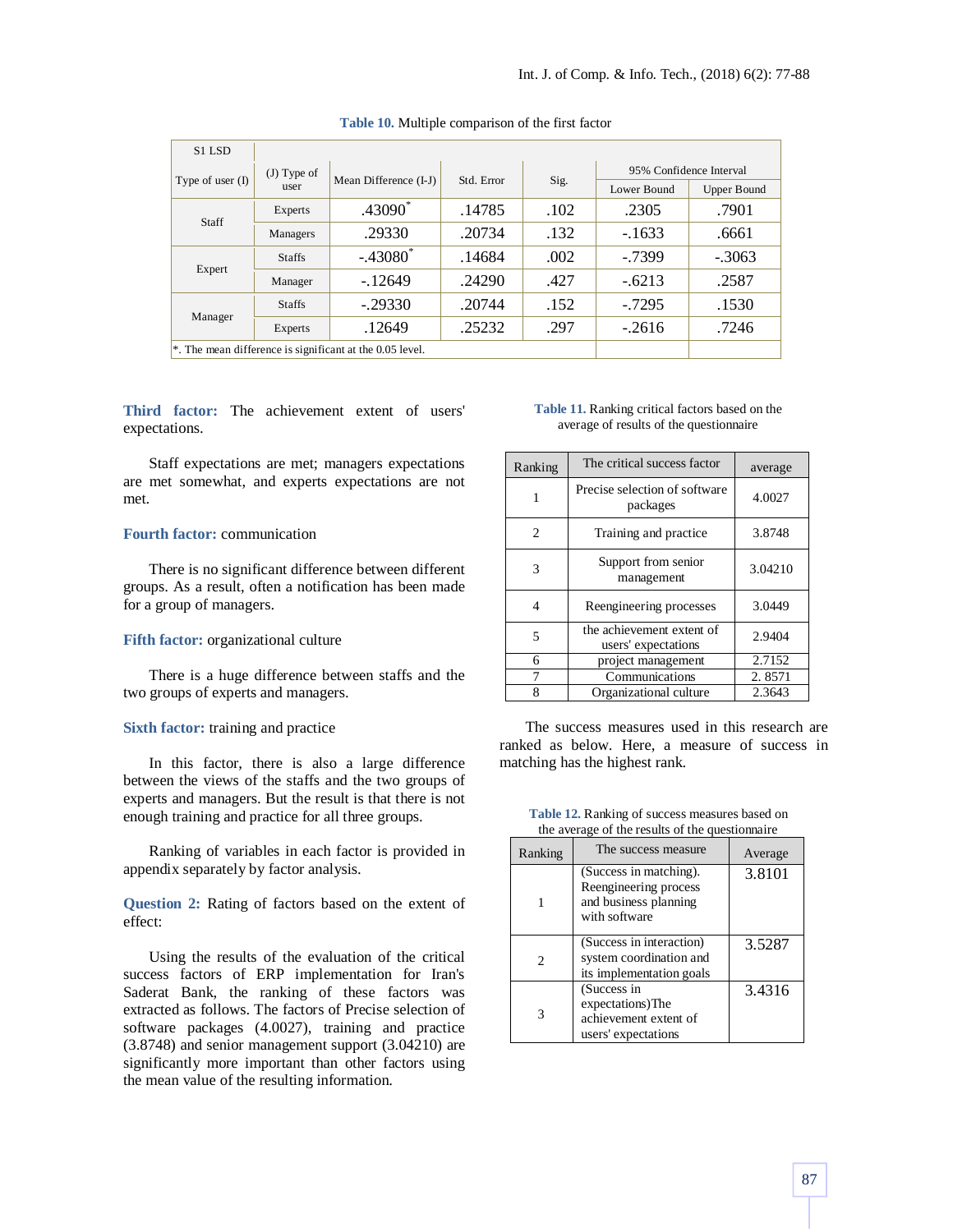**Table 10.** Multiple comparison of the first factor

| S1 LSD | | | | | | |
|---|---|---|---|---|---|---|
| Type of user (I) | (J) Type of user | Mean Difference (I-J) | Std. Error | Sig. | 95% Confidence Interval | |
| | | | | | Lower Bound | Upper Bound |
| Staff | Experts | .43090* | .14785 | .102 | .2305 | .7901 |
| | Managers | .29330 | .20734 | .132 | -.1633 | .6661 |
| Expert | Staffs | -.43080* | .14684 | .002 | -.7399 | -.3063 |
| | Manager | -.12649 | .24290 | .427 | -.6213 | .2587 |
| Manager | Staffs | -.29330 | .20744 | .152 | -.7295 | .1530 |
| | Experts | .12649 | .25232 | .297 | -.2616 | .7246 |

*. The mean difference is significant at the 0.05 level.

**Third factor:** The achievement extent of users' expectations.

Staff expectations are met; managers expectations are met somewhat, and experts expectations are not met.

**Fourth factor:** communication

There is no significant difference between different groups. As a result, often a notification has been made for a group of managers.

**Fifth factor:** organizational culture

There is a huge difference between staffs and the two groups of experts and managers.

**Sixth factor:** training and practice

In this factor, there is also a large difference between the views of the staffs and the two groups of experts and managers. But the result is that there is not enough training and practice for all three groups.

Ranking of variables in each factor is provided in appendix separately by factor analysis.

**Question 2:** Rating of factors based on the extent of effect:

Using the results of the evaluation of the critical success factors of ERP implementation for Iran's Saderat Bank, the ranking of these factors was extracted as follows. The factors of Precise selection of software packages (4.0027), training and practice (3.8748) and senior management support (3.04210) are significantly more important than other factors using the mean value of the resulting information.

**Table 11.** Ranking critical factors based on the average of results of the questionnaire

| Ranking | The critical success factor | average |
|---|---|---|
| 1 | Precise selection of software packages | 4.0027 |
| 2 | Training and practice | 3.8748 |
| 3 | Support from senior management | 3.04210 |
| 4 | Reengineering processes | 3.0449 |
| 5 | the achievement extent of users' expectations | 2.9404 |
| 6 | project management | 2.7152 |
| 7 | Communications | 2. 8571 |
| 8 | Organizational culture | 2.3643 |

The success measures used in this research are ranked as below. Here, a measure of success in matching has the highest rank.

**Table 12.** Ranking of success measures based on the average of the results of the questionnaire

| Ranking | The success measure | Average |
|---|---|---|
| 1 | (Success in matching). Reengineering process and business planning with software | 3.8101 |
| 2 | (Success in interaction) system coordination and its implementation goals | 3.5287 |
| 3 | (Success in expectations)The achievement extent of users' expectations | 3.4316 |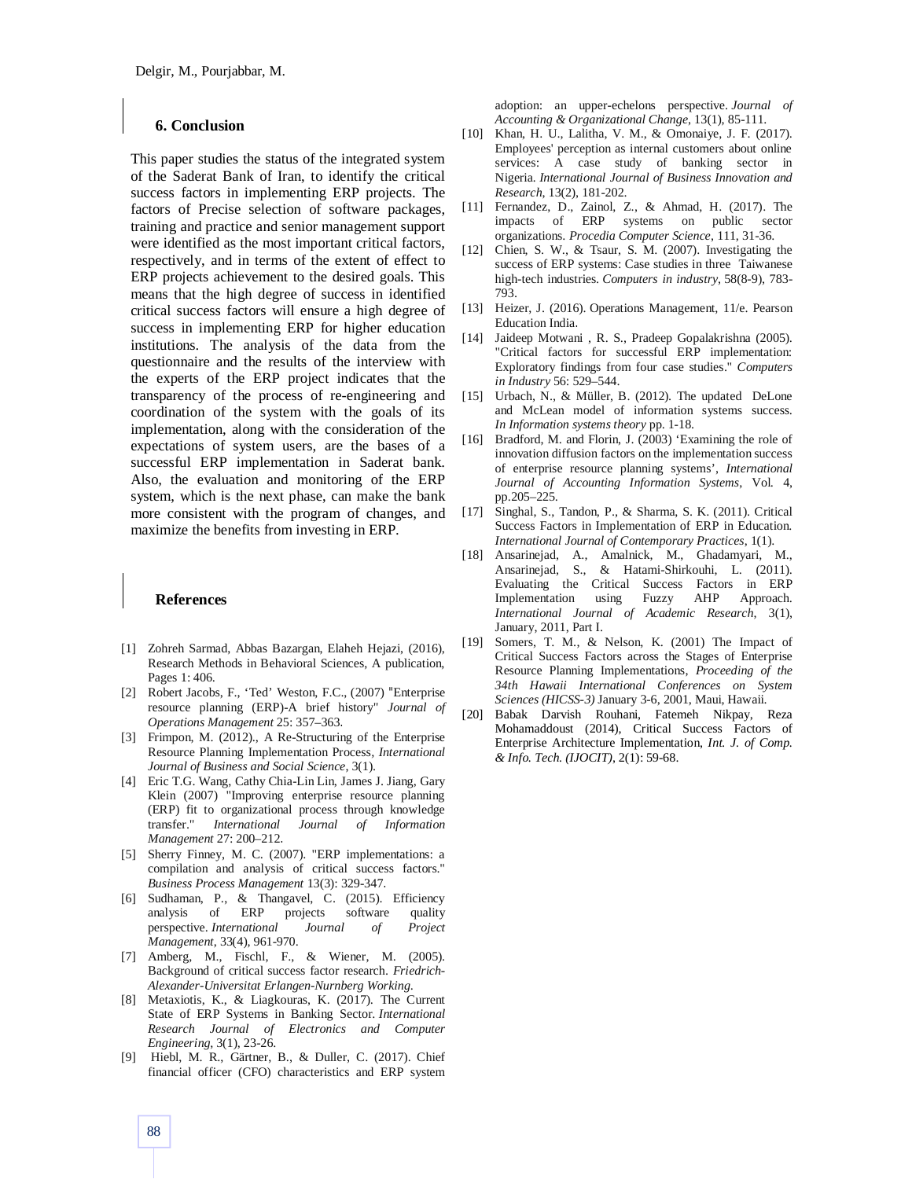## 6. Conclusion

This paper studies the status of the integrated system of the Saderat Bank of Iran, to identify the critical success factors in implementing ERP projects. The factors of Precise selection of software packages, training and practice and senior management support were identified as the most important critical factors, respectively, and in terms of the extent of effect to ERP projects achievement to the desired goals. This means that the high degree of success in identified critical success factors will ensure a high degree of success in implementing ERP for higher education institutions. The analysis of the data from the questionnaire and the results of the interview with the experts of the ERP project indicates that the transparency of the process of re-engineering and coordination of the system with the goals of its implementation, along with the consideration of the expectations of system users, are the bases of a successful ERP implementation in Saderat bank. Also, the evaluation and monitoring of the ERP system, which is the next phase, can make the bank more consistent with the program of changes, and maximize the benefits from investing in ERP.

## References

[1] Zohreh Sarmad, Abbas Bazargan, Elaheh Hejazi, (2016), Research Methods in Behavioral Sciences, A publication, Pages 1: 406.

[2] Robert Jacobs, F., 'Ted' Weston, F.C., (2007) "Enterprise resource planning (ERP)-A brief history" *Journal of Operations Management* 25: 357–363.

[3] Frimpon, M. (2012)., A Re-Structuring of the Enterprise Resource Planning Implementation Process, *International Journal of Business and Social Science*, 3(1).

[4] Eric T.G. Wang, Cathy Chia-Lin Lin, James J. Jiang, Gary Klein (2007) "Improving enterprise resource planning (ERP) fit to organizational process through knowledge transfer." *International Journal of Information Management* 27: 200–212.

[5] Sherry Finney, M. C. (2007). "ERP implementations: a compilation and analysis of critical success factors." *Business Process Management* 13(3): 329-347.

[6] Sudhaman, P., & Thangavel, C. (2015). Efficiency analysis of ERP projects software quality perspective. *International Journal of Project Management*, 33(4), 961-970.

[7] Amberg, M., Fischl, F., & Wiener, M. (2005). Background of critical success factor research. *Friedrich-Alexander-Universitat Erlangen-Nurnberg Working*.

[8] Metaxiotis, K., & Liagkouras, K. (2017). The Current State of ERP Systems in Banking Sector. *International Research Journal of Electronics and Computer Engineering*, 3(1), 23-26.

[9] Hiebl, M. R., Gärtner, B., & Duller, C. (2017). Chief financial officer (CFO) characteristics and ERP system adoption: an upper-echelons perspective. *Journal of Accounting & Organizational Change*, 13(1), 85-111.

[10] Khan, H. U., Lalitha, V. M., & Omonaiye, J. F. (2017). Employees' perception as internal customers about online services: A case study of banking sector in Nigeria. *International Journal of Business Innovation and Research*, 13(2), 181-202.

[11] Fernandez, D., Zainol, Z., & Ahmad, H. (2017). The impacts of ERP systems on public sector organizations. *Procedia Computer Science*, 111, 31-36.

[12] Chien, S. W., & Tsaur, S. M. (2007). Investigating the success of ERP systems: Case studies in three Taiwanese high-tech industries. *Computers in industry*, 58(8-9), 783-793.

[13] Heizer, J. (2016). Operations Management, 11/e. Pearson Education India.

[14] Jaideep Motwani , R. S., Pradeep Gopalakrishna (2005). "Critical factors for successful ERP implementation: Exploratory findings from four case studies." *Computers in Industry* 56: 529–544.

[15] Urbach, N., & Müller, B. (2012). The updated DeLone and McLean model of information systems success. *In Information systems theory* pp. 1-18.

[16] Bradford, M. and Florin, J. (2003) 'Examining the role of innovation diffusion factors on the implementation success of enterprise resource planning systems', *International Journal of Accounting Information Systems*, Vol. 4, pp.205–225.

[17] Singhal, S., Tandon, P., & Sharma, S. K. (2011). Critical Success Factors in Implementation of ERP in Education. *International Journal of Contemporary Practices*, 1(1).

[18] Ansarinejad, A., Amalnick, M., Ghadamyari, M., Ansarinejad, S., & Hatami-Shirkouhi, L. (2011). Evaluating the Critical Success Factors in ERP Implementation using Fuzzy AHP Approach. *International Journal of Academic Research*, 3(1), January, 2011, Part I.

[19] Somers, T. M., & Nelson, K. (2001) The Impact of Critical Success Factors across the Stages of Enterprise Resource Planning Implementations, *Proceeding of the 34th Hawaii International Conferences on System Sciences (HICSS-3)* January 3-6, 2001, Maui, Hawaii.

[20] Babak Darvish Rouhani, Fatemeh Nikpay, Reza Mohamaddoust (2014), Critical Success Factors of Enterprise Architecture Implementation, *Int. J. of Comp. & Info. Tech. (IJOCIT)*, 2(1): 59-68.